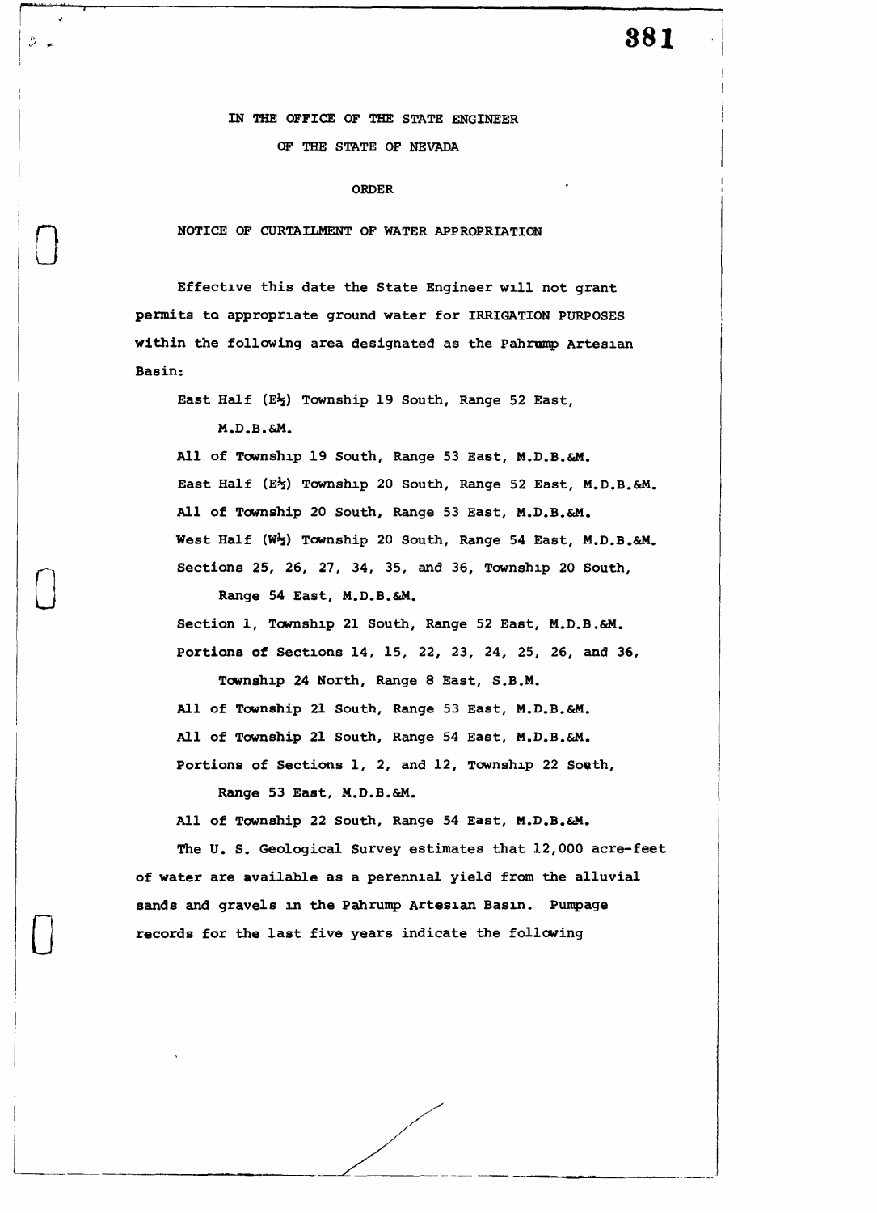IN THE OFFICE OF THE STATE ENGINEER

OF THE STATE OF NEVADA

ORDER

NOTICE OF CURTAILMENT OF WATER APPROPRIATION

Effective this date the State Engineer will not grant permits to appropriate ground water for IRRIGATION PURPOSES within the following area designated as the Pahrump Artesian Basin:

East Half (E½) Township 19 South, Range 52 East, M.D.B.&M.

All of Township 19 South, Range 53 East, M.D.B.&M.

East Half (E½) Township 20 South, Range 52 East, M.D.B.&M.

All of Township 20 South, Range 53 East, M.D.B.&M.

West Half (W½) Township 20 South, Range 54 East, M.D.B.&M.

Sections 25, 26, 27, 34, 35, and 36, Township 20 South, Range 54 East, M.D.B.&M.

Section 1, Township 21 South, Range 52 East, M.D.B.&M.

Portions of Sections 14, 15, 22, 23, 24, 25, 26, and 36, Township 24 North, Range 8 East, S.B.M.

All of Township 21 South, Range 53 East, M.D.B.&M.

All of Township 21 South, Range 54 East, M.D.B.&M.

Portions of Sections 1, 2, and 12, Township 22 South, Range 53 East, M.D.B.&M.

All of Township 22 South, Range 54 East, M.D.B.&M.

The U. S. Geological Survey estimates that 12,000 acre-feet of water are available as a perennial yield from the alluvial sands and gravels in the Pahrump Artesian Basin. Pumpage records for the last five years indicate the following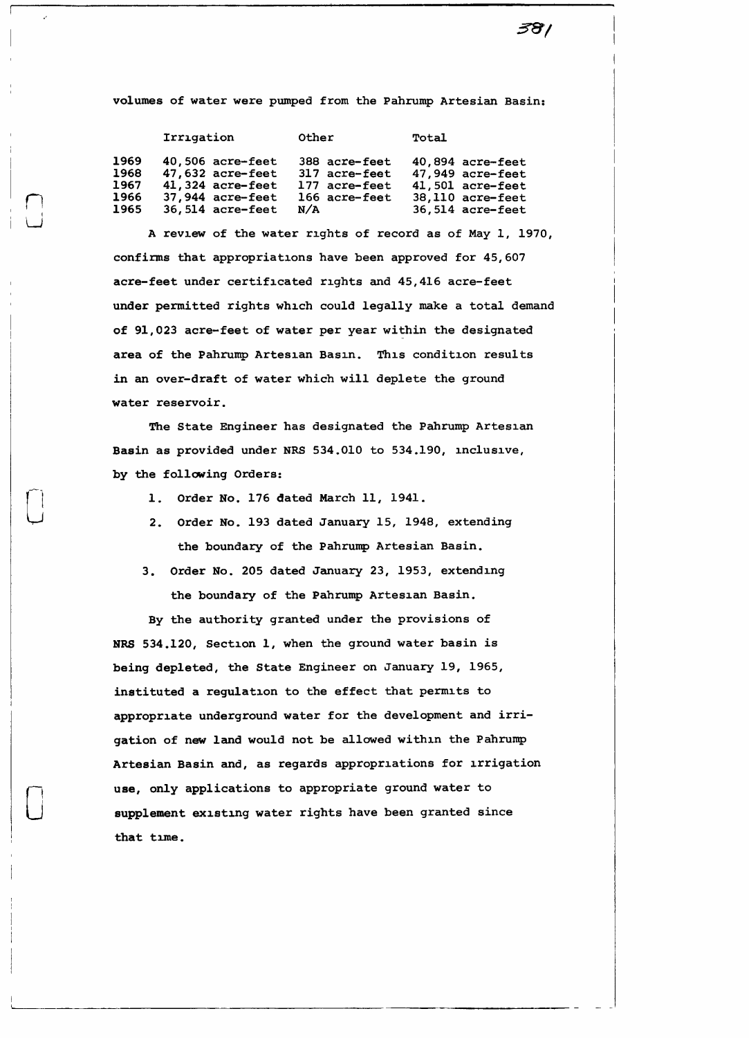volumes of water were pumped from the Pahrump Artesian Basin:

| | Irrigation | Other | Total |
|---|---|---|---|
| 1969 | 40,506 acre-feet | 388 acre-feet | 40,894 acre-feet |
| 1968 | 47,632 acre-feet | 317 acre-feet | 47,949 acre-feet |
| 1967 | 41,324 acre-feet | 177 acre-feet | 41,501 acre-feet |
| 1966 | 37,944 acre-feet | 166 acre-feet | 38,110 acre-feet |
| 1965 | 36,514 acre-feet | N/A | 36,514 acre-feet |

A review of the water rights of record as of May 1, 1970, confirms that appropriations have been approved for 45,607 acre-feet under certificated rights and 45,416 acre-feet under permitted rights which could legally make a total demand of 91,023 acre-feet of water per year within the designated area of the Pahrump Artesian Basin. This condition results in an over-draft of water which will deplete the ground water reservoir.

The State Engineer has designated the Pahrump Artesian Basin as provided under NRS 534.010 to 534.190, inclusive, by the following Orders:

1. Order No. 176 dated March 11, 1941.
2. Order No. 193 dated January 15, 1948, extending the boundary of the Pahrump Artesian Basin.
3. Order No. 205 dated January 23, 1953, extending the boundary of the Pahrump Artesian Basin.

By the authority granted under the provisions of NRS 534.120, Section 1, when the ground water basin is being depleted, the State Engineer on January 19, 1965, instituted a regulation to the effect that permits to appropriate underground water for the development and irrigation of new land would not be allowed within the Pahrump Artesian Basin and, as regards appropriations for irrigation use, only applications to appropriate ground water to supplement existing water rights have been granted since that time.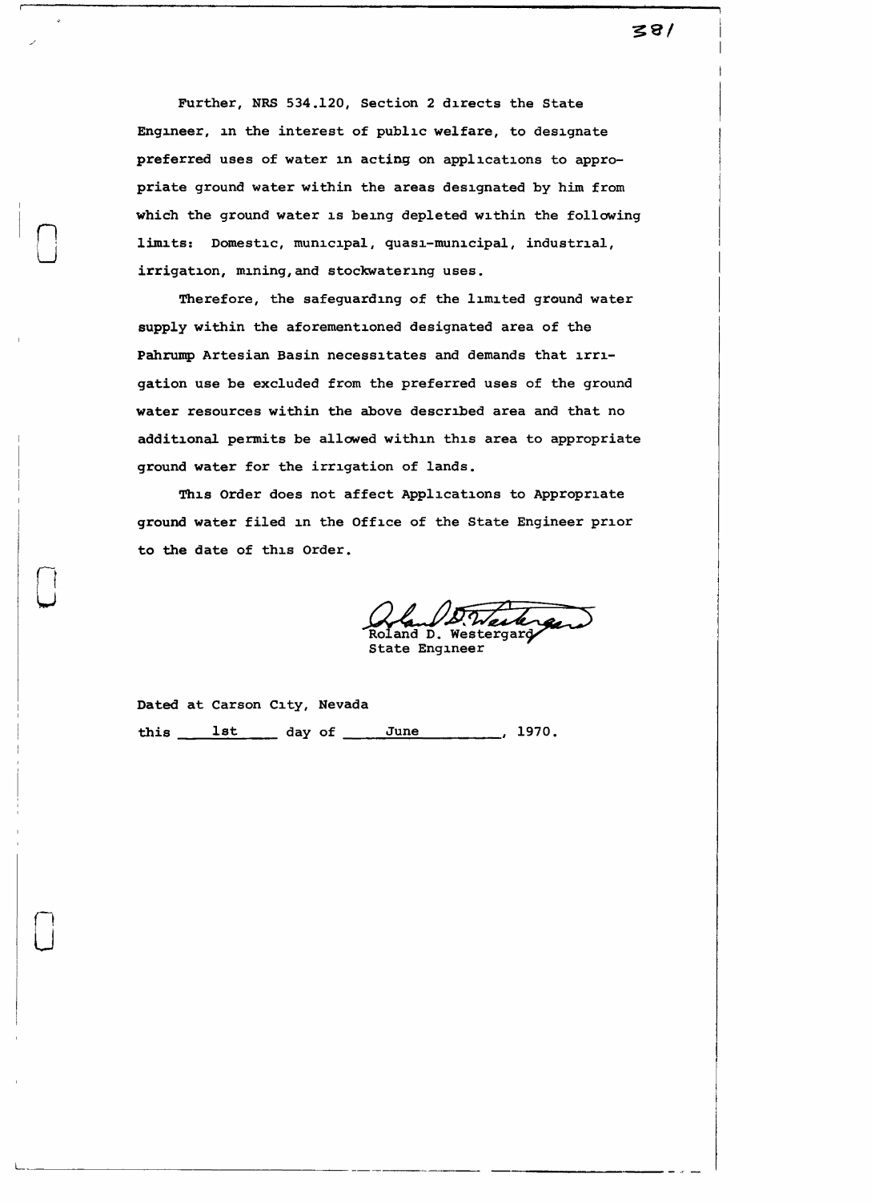Further, NRS 534.120, Section 2 directs the State Engineer, in the interest of public welfare, to designate preferred uses of water in acting on applications to appropriate ground water within the areas designated by him from which the ground water is being depleted within the following limits: Domestic, municipal, quasi-municipal, industrial, irrigation, mining, and stockwatering uses.

Therefore, the safeguarding of the limited ground water supply within the aforementioned designated area of the Pahrump Artesian Basin necessitates and demands that irrigation use be excluded from the preferred uses of the ground water resources within the above described area and that no additional permits be allowed within this area to appropriate ground water for the irrigation of lands.

This Order does not affect Applications to Appropriate ground water filed in the Office of the State Engineer prior to the date of this Order.

Roland D. Westergard
State Engineer

Dated at Carson City, Nevada
this 1st day of June, 1970.